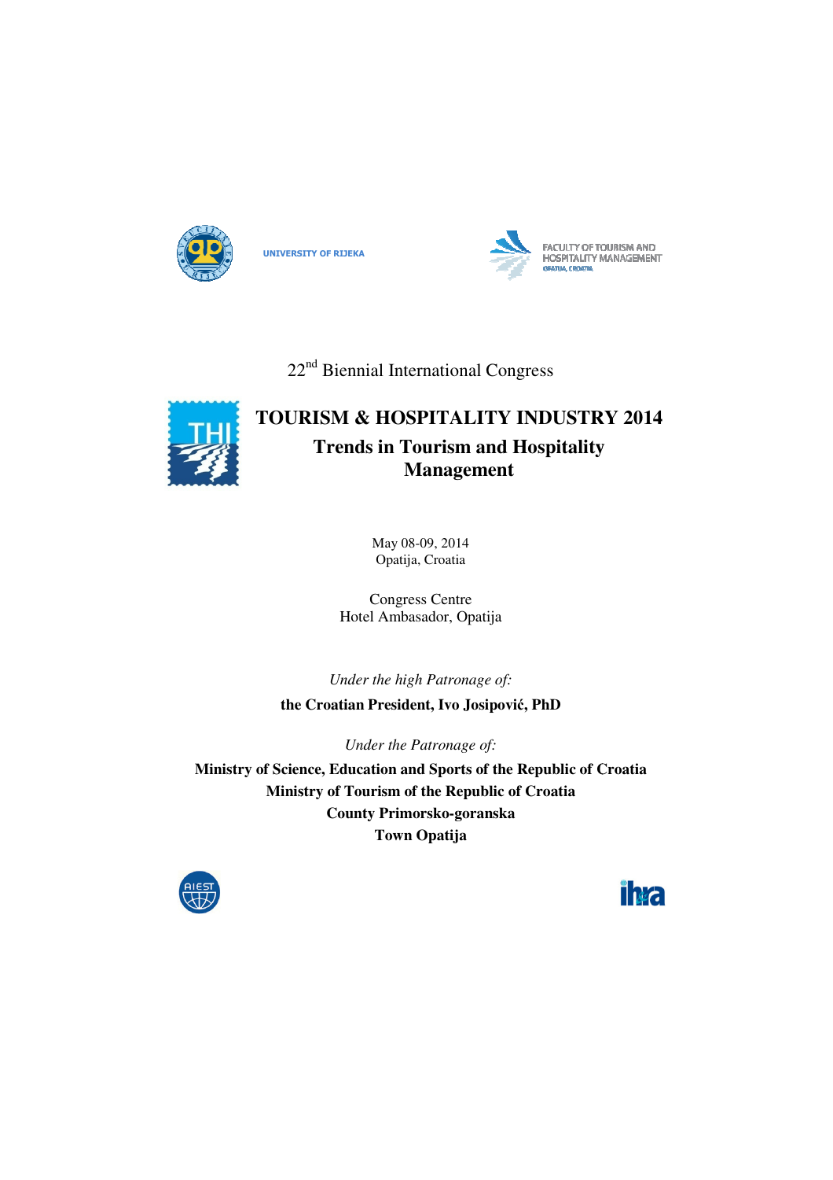UNIVERSITY OF RIJEKA

FACULTY OF TOURISM AND HOSPITALITY MANAGEMENT
OPATIJA, CROATIA

22nd Biennial International Congress

# TOURISM & HOSPITALITY INDUSTRY 2014

## Trends in Tourism and Hospitality Management

May 08-09, 2014
Opatija, Croatia

Congress Centre
Hotel Ambasador, Opatija

*Under the high Patronage of:*

**the Croatian President, Ivo Josipović, PhD**

*Under the Patronage of:*

**Ministry of Science, Education and Sports of the Republic of Croatia**
**Ministry of Tourism of the Republic of Croatia**
**County Primorsko-goranska**
**Town Opatija**

AIEST

ihra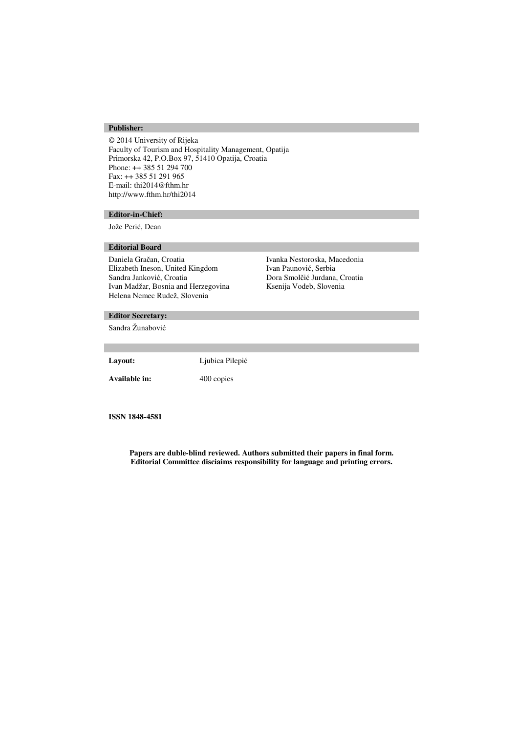**Publisher:**

© 2014 University of Rijeka
Faculty of Tourism and Hospitality Management, Opatija
Primorska 42, P.O.Box 97, 51410 Opatija, Croatia
Phone: ++ 385 51 294 700
Fax: ++ 385 51 291 965
E-mail: thi2014@fthm.hr
http://www.fthm.hr/thi2014

**Editor-in-Chief:**

Jože Perić, Dean

**Editorial Board**

Daniela Gračan, Croatia
Elizabeth Ineson, United Kingdom
Sandra Janković, Croatia
Ivan Madžar, Bosnia and Herzegovina
Helena Nemec Rudež, Slovenia
Ivanka Nestoroska, Macedonia
Ivan Paunović, Serbia
Dora Smolčić Jurdana, Croatia
Ksenija Vodeb, Slovenia

**Editor Secretary:**

Sandra Žunabović

**Layout:** Ljubica Pilepić

**Available in:** 400 copies

**ISSN 1848-4581**

**Papers are duble-blind reviewed. Authors submitted their papers in final form.**
**Editorial Committee disciaims responsibility for language and printing errors.**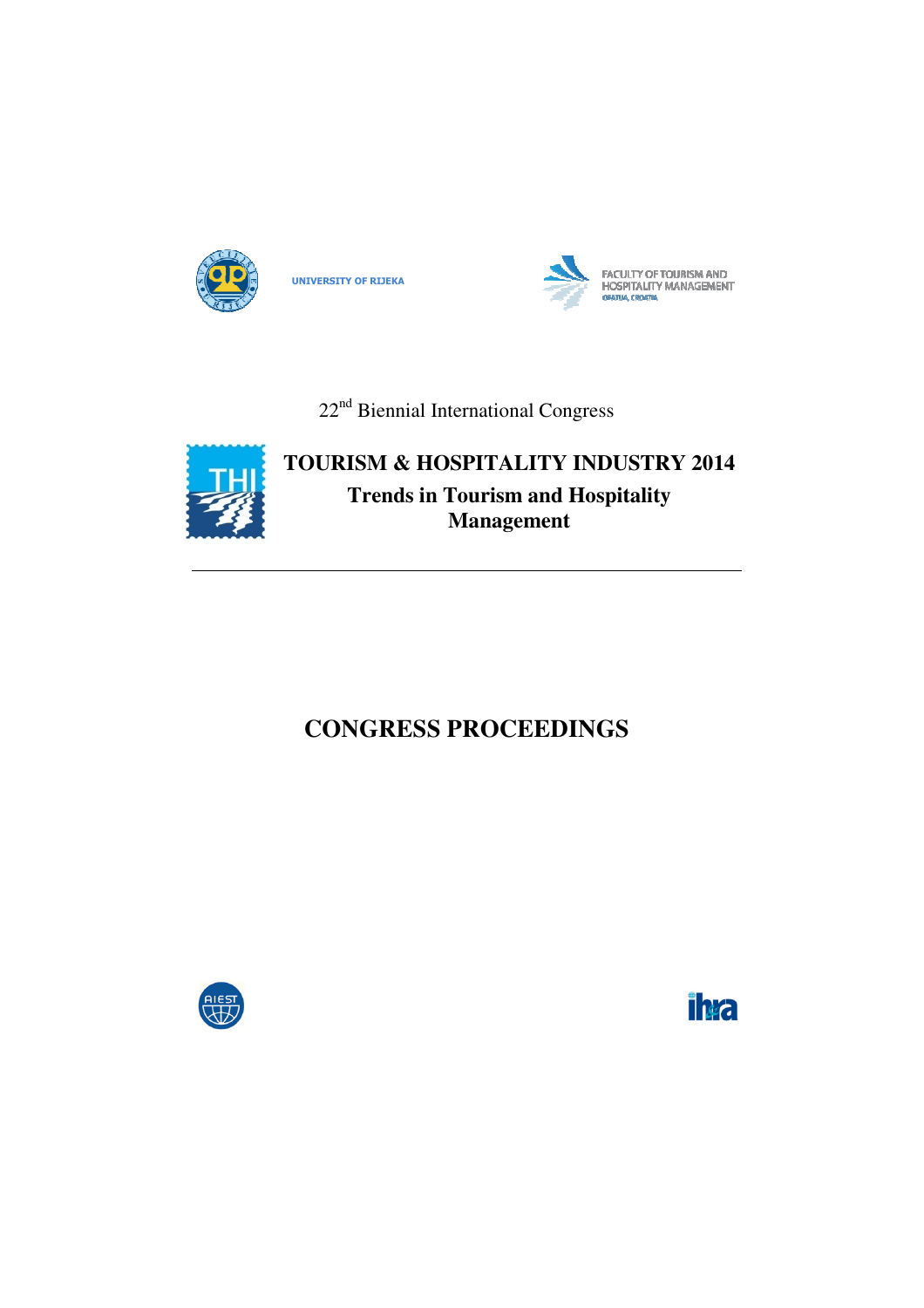UNIVERSITY OF RIJEKA

FACULTY OF TOURISM AND HOSPITALITY MANAGEMENT
OPATIJA, CROATIA

22nd Biennial International Congress

# TOURISM & HOSPITALITY INDUSTRY 2014

## Trends in Tourism and Hospitality Management

---

# CONGRESS PROCEEDINGS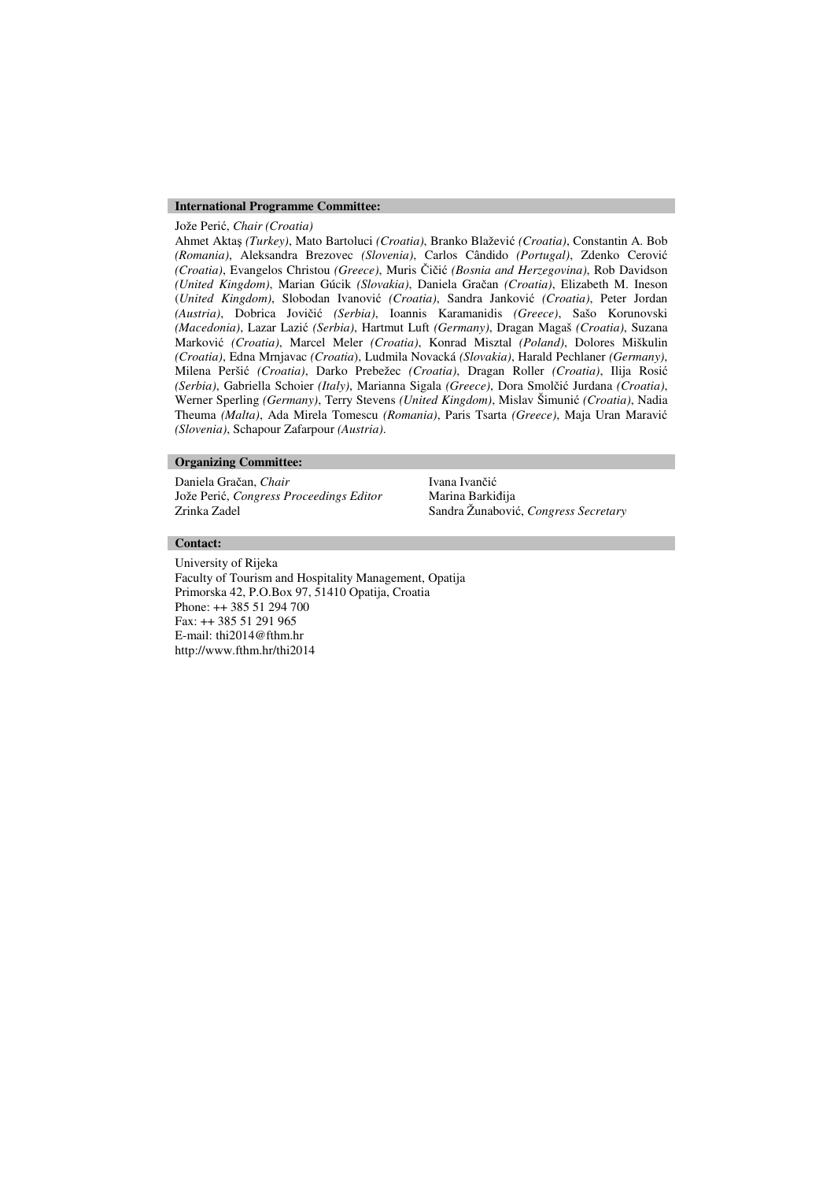**International Programme Committee:**

Jože Perić, *Chair (Croatia)*

Ahmet Aktaş *(Turkey)*, Mato Bartoluci *(Croatia)*, Branko Blažević *(Croatia)*, Constantin A. Bob *(Romania)*, Aleksandra Brezovec *(Slovenia)*, Carlos Cândido *(Portugal)*, Zdenko Cerović *(Croatia)*, Evangelos Christou *(Greece)*, Muris Čičić *(Bosnia and Herzegovina)*, Rob Davidson *(United Kingdom)*, Marian Gúcik *(Slovakia)*, Daniela Gračan *(Croatia)*, Elizabeth M. Ineson (*United Kingdom)*, Slobodan Ivanović *(Croatia)*, Sandra Janković *(Croatia)*, Peter Jordan *(Austria)*, Dobrica Jovičić *(Serbia)*, Ioannis Karamanidis *(Greece)*, Sašo Korunovski *(Macedonia)*, Lazar Lazić *(Serbia)*, Hartmut Luft *(Germany)*, Dragan Magaš *(Croatia)*, Suzana Marković *(Croatia)*, Marcel Meler *(Croatia)*, Konrad Misztal *(Poland)*, Dolores Miškulin *(Croatia)*, Edna Mrnjavac *(Croatia)*, Ludmila Novacká *(Slovakia)*, Harald Pechlaner *(Germany)*, Milena Peršić *(Croatia)*, Darko Prebežec *(Croatia)*, Dragan Roller *(Croatia)*, Ilija Rosić *(Serbia)*, Gabriella Schoier *(Italy)*, Marianna Sigala *(Greece)*, Dora Smolčić Jurdana *(Croatia)*, Werner Sperling *(Germany)*, Terry Stevens *(United Kingdom)*, Mislav Šimunić *(Croatia)*, Nadia Theuma *(Malta)*, Ada Mirela Tomescu *(Romania)*, Paris Tsarta *(Greece)*, Maja Uran Maravić *(Slovenia)*, Schapour Zafarpour *(Austria)*.

**Organizing Committee:**

Daniela Gračan, *Chair*
Jože Perić, *Congress Proceedings Editor*
Zrinka Zadel
Ivana Ivančić
Marina Barkiđija
Sandra Žunabović, *Congress Secretary*

**Contact:**

University of Rijeka
Faculty of Tourism and Hospitality Management, Opatija
Primorska 42, P.O.Box 97, 51410 Opatija, Croatia
Phone: ++ 385 51 294 700
Fax: ++ 385 51 291 965
E-mail: thi2014@fthm.hr
http://www.fthm.hr/thi2014